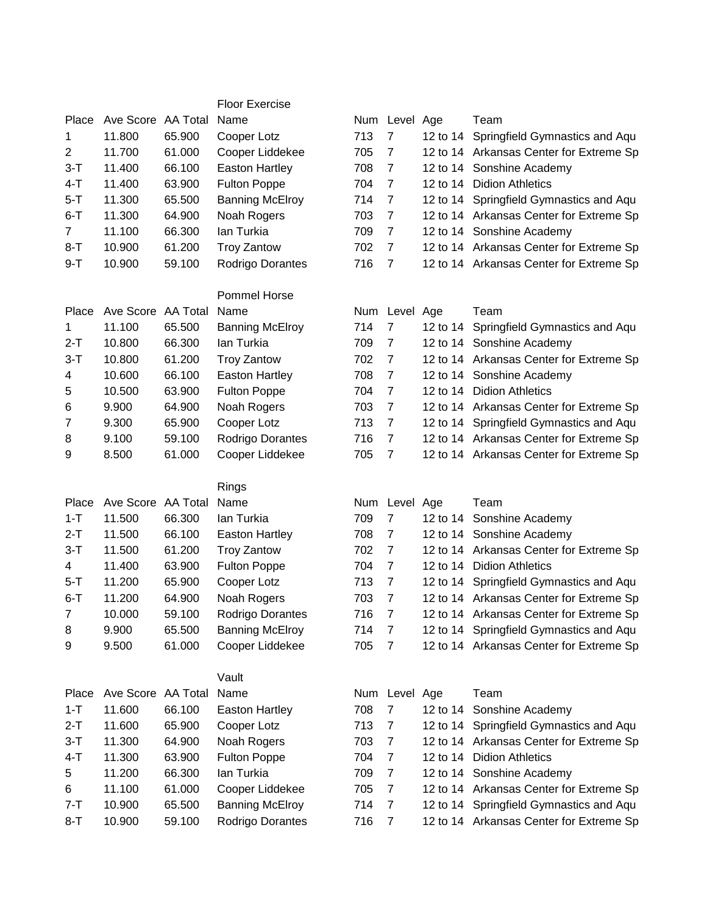## Floor Exercise

| Place | Ave Score | AA Total | Name | Num | Level | Age | Team |
|---|---|---|---|---|---|---|---|
| 1 | 11.800 | 65.900 | Cooper Lotz | 713 | 7 | 12 to 14 | Springfield Gymnastics and Aqu |
| 2 | 11.700 | 61.000 | Cooper Liddekee | 705 | 7 | 12 to 14 | Arkansas Center for Extreme Sp |
| 3-T | 11.400 | 66.100 | Easton Hartley | 708 | 7 | 12 to 14 | Sonshine Academy |
| 4-T | 11.400 | 63.900 | Fulton Poppe | 704 | 7 | 12 to 14 | Didion Athletics |
| 5-T | 11.300 | 65.500 | Banning McElroy | 714 | 7 | 12 to 14 | Springfield Gymnastics and Aqu |
| 6-T | 11.300 | 64.900 | Noah Rogers | 703 | 7 | 12 to 14 | Arkansas Center for Extreme Sp |
| 7 | 11.100 | 66.300 | Ian Turkia | 709 | 7 | 12 to 14 | Sonshine Academy |
| 8-T | 10.900 | 61.200 | Troy Zantow | 702 | 7 | 12 to 14 | Arkansas Center for Extreme Sp |
| 9-T | 10.900 | 59.100 | Rodrigo Dorantes | 716 | 7 | 12 to 14 | Arkansas Center for Extreme Sp |

## Pommel Horse

| Place | Ave Score | AA Total | Name | Num | Level | Age | Team |
|---|---|---|---|---|---|---|---|
| 1 | 11.100 | 65.500 | Banning McElroy | 714 | 7 | 12 to 14 | Springfield Gymnastics and Aqu |
| 2-T | 10.800 | 66.300 | Ian Turkia | 709 | 7 | 12 to 14 | Sonshine Academy |
| 3-T | 10.800 | 61.200 | Troy Zantow | 702 | 7 | 12 to 14 | Arkansas Center for Extreme Sp |
| 4 | 10.600 | 66.100 | Easton Hartley | 708 | 7 | 12 to 14 | Sonshine Academy |
| 5 | 10.500 | 63.900 | Fulton Poppe | 704 | 7 | 12 to 14 | Didion Athletics |
| 6 | 9.900 | 64.900 | Noah Rogers | 703 | 7 | 12 to 14 | Arkansas Center for Extreme Sp |
| 7 | 9.300 | 65.900 | Cooper Lotz | 713 | 7 | 12 to 14 | Springfield Gymnastics and Aqu |
| 8 | 9.100 | 59.100 | Rodrigo Dorantes | 716 | 7 | 12 to 14 | Arkansas Center for Extreme Sp |
| 9 | 8.500 | 61.000 | Cooper Liddekee | 705 | 7 | 12 to 14 | Arkansas Center for Extreme Sp |

## Rings

| Place | Ave Score | AA Total | Name | Num | Level | Age | Team |
|---|---|---|---|---|---|---|---|
| 1-T | 11.500 | 66.300 | Ian Turkia | 709 | 7 | 12 to 14 | Sonshine Academy |
| 2-T | 11.500 | 66.100 | Easton Hartley | 708 | 7 | 12 to 14 | Sonshine Academy |
| 3-T | 11.500 | 61.200 | Troy Zantow | 702 | 7 | 12 to 14 | Arkansas Center for Extreme Sp |
| 4 | 11.400 | 63.900 | Fulton Poppe | 704 | 7 | 12 to 14 | Didion Athletics |
| 5-T | 11.200 | 65.900 | Cooper Lotz | 713 | 7 | 12 to 14 | Springfield Gymnastics and Aqu |
| 6-T | 11.200 | 64.900 | Noah Rogers | 703 | 7 | 12 to 14 | Arkansas Center for Extreme Sp |
| 7 | 10.000 | 59.100 | Rodrigo Dorantes | 716 | 7 | 12 to 14 | Arkansas Center for Extreme Sp |
| 8 | 9.900 | 65.500 | Banning McElroy | 714 | 7 | 12 to 14 | Springfield Gymnastics and Aqu |
| 9 | 9.500 | 61.000 | Cooper Liddekee | 705 | 7 | 12 to 14 | Arkansas Center for Extreme Sp |

## Vault

| Place | Ave Score | AA Total | Name | Num | Level | Age | Team |
|---|---|---|---|---|---|---|---|
| 1-T | 11.600 | 66.100 | Easton Hartley | 708 | 7 | 12 to 14 | Sonshine Academy |
| 2-T | 11.600 | 65.900 | Cooper Lotz | 713 | 7 | 12 to 14 | Springfield Gymnastics and Aqu |
| 3-T | 11.300 | 64.900 | Noah Rogers | 703 | 7 | 12 to 14 | Arkansas Center for Extreme Sp |
| 4-T | 11.300 | 63.900 | Fulton Poppe | 704 | 7 | 12 to 14 | Didion Athletics |
| 5 | 11.200 | 66.300 | Ian Turkia | 709 | 7 | 12 to 14 | Sonshine Academy |
| 6 | 11.100 | 61.000 | Cooper Liddekee | 705 | 7 | 12 to 14 | Arkansas Center for Extreme Sp |
| 7-T | 10.900 | 65.500 | Banning McElroy | 714 | 7 | 12 to 14 | Springfield Gymnastics and Aqu |
| 8-T | 10.900 | 59.100 | Rodrigo Dorantes | 716 | 7 | 12 to 14 | Arkansas Center for Extreme Sp |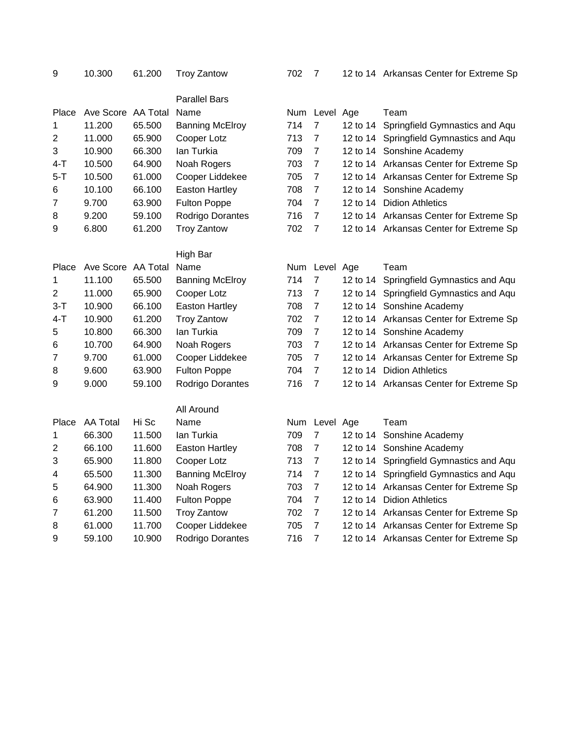| 9 | 10.300 | 61.200 | Troy Zantow | 702 | 7 | 12 to 14 | Arkansas Center for Extreme Sp |
|---|---|---|---|---|---|---|---|

### Parallel Bars

| Place | Ave Score | AA Total | Name | Num | Level | Age | Team |
|---|---|---|---|---|---|---|---|
| 1 | 11.200 | 65.500 | Banning McElroy | 714 | 7 | 12 to 14 | Springfield Gymnastics and Aqu |
| 2 | 11.000 | 65.900 | Cooper Lotz | 713 | 7 | 12 to 14 | Springfield Gymnastics and Aqu |
| 3 | 10.900 | 66.300 | Ian Turkia | 709 | 7 | 12 to 14 | Sonshine Academy |
| 4-T | 10.500 | 64.900 | Noah Rogers | 703 | 7 | 12 to 14 | Arkansas Center for Extreme Sp |
| 5-T | 10.500 | 61.000 | Cooper Liddekee | 705 | 7 | 12 to 14 | Arkansas Center for Extreme Sp |
| 6 | 10.100 | 66.100 | Easton Hartley | 708 | 7 | 12 to 14 | Sonshine Academy |
| 7 | 9.700 | 63.900 | Fulton Poppe | 704 | 7 | 12 to 14 | Didion Athletics |
| 8 | 9.200 | 59.100 | Rodrigo Dorantes | 716 | 7 | 12 to 14 | Arkansas Center for Extreme Sp |
| 9 | 6.800 | 61.200 | Troy Zantow | 702 | 7 | 12 to 14 | Arkansas Center for Extreme Sp |

### High Bar

| Place | Ave Score | AA Total | Name | Num | Level | Age | Team |
|---|---|---|---|---|---|---|---|
| 1 | 11.100 | 65.500 | Banning McElroy | 714 | 7 | 12 to 14 | Springfield Gymnastics and Aqu |
| 2 | 11.000 | 65.900 | Cooper Lotz | 713 | 7 | 12 to 14 | Springfield Gymnastics and Aqu |
| 3-T | 10.900 | 66.100 | Easton Hartley | 708 | 7 | 12 to 14 | Sonshine Academy |
| 4-T | 10.900 | 61.200 | Troy Zantow | 702 | 7 | 12 to 14 | Arkansas Center for Extreme Sp |
| 5 | 10.800 | 66.300 | Ian Turkia | 709 | 7 | 12 to 14 | Sonshine Academy |
| 6 | 10.700 | 64.900 | Noah Rogers | 703 | 7 | 12 to 14 | Arkansas Center for Extreme Sp |
| 7 | 9.700 | 61.000 | Cooper Liddekee | 705 | 7 | 12 to 14 | Arkansas Center for Extreme Sp |
| 8 | 9.600 | 63.900 | Fulton Poppe | 704 | 7 | 12 to 14 | Didion Athletics |
| 9 | 9.000 | 59.100 | Rodrigo Dorantes | 716 | 7 | 12 to 14 | Arkansas Center for Extreme Sp |

### All Around

| Place | AA Total | Hi Sc | Name | Num | Level | Age | Team |
|---|---|---|---|---|---|---|---|
| 1 | 66.300 | 11.500 | Ian Turkia | 709 | 7 | 12 to 14 | Sonshine Academy |
| 2 | 66.100 | 11.600 | Easton Hartley | 708 | 7 | 12 to 14 | Sonshine Academy |
| 3 | 65.900 | 11.800 | Cooper Lotz | 713 | 7 | 12 to 14 | Springfield Gymnastics and Aqu |
| 4 | 65.500 | 11.300 | Banning McElroy | 714 | 7 | 12 to 14 | Springfield Gymnastics and Aqu |
| 5 | 64.900 | 11.300 | Noah Rogers | 703 | 7 | 12 to 14 | Arkansas Center for Extreme Sp |
| 6 | 63.900 | 11.400 | Fulton Poppe | 704 | 7 | 12 to 14 | Didion Athletics |
| 7 | 61.200 | 11.500 | Troy Zantow | 702 | 7 | 12 to 14 | Arkansas Center for Extreme Sp |
| 8 | 61.000 | 11.700 | Cooper Liddekee | 705 | 7 | 12 to 14 | Arkansas Center for Extreme Sp |
| 9 | 59.100 | 10.900 | Rodrigo Dorantes | 716 | 7 | 12 to 14 | Arkansas Center for Extreme Sp |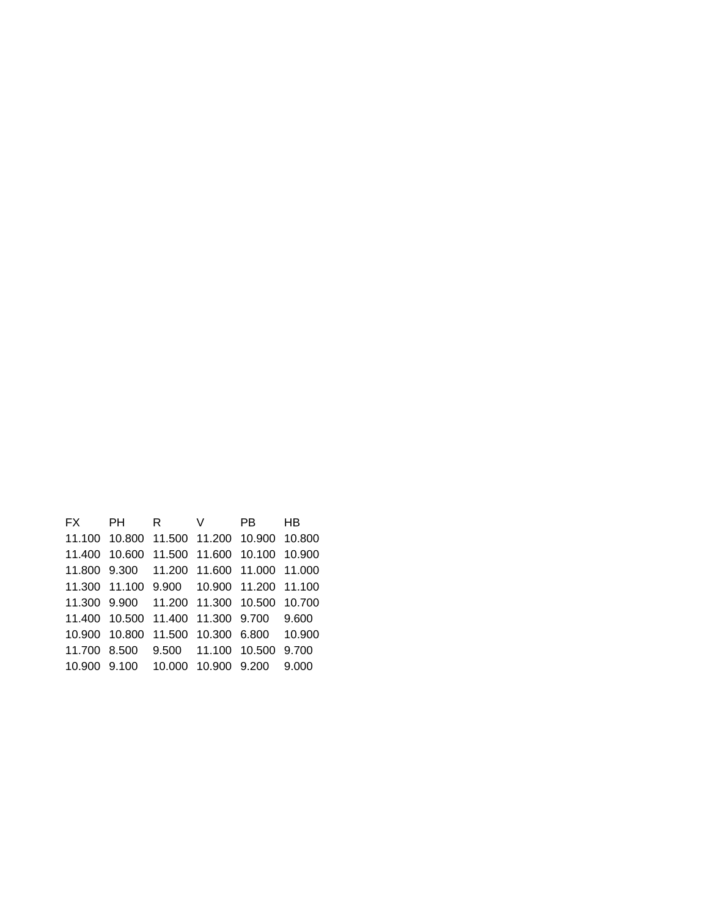| FX | PH | R | V | PB | HB |
|---|---|---|---|---|---|
| 11.100 | 10.800 | 11.500 | 11.200 | 10.900 | 10.800 |
| 11.400 | 10.600 | 11.500 | 11.600 | 10.100 | 10.900 |
| 11.800 | 9.300 | 11.200 | 11.600 | 11.000 | 11.000 |
| 11.300 | 11.100 | 9.900 | 10.900 | 11.200 | 11.100 |
| 11.300 | 9.900 | 11.200 | 11.300 | 10.500 | 10.700 |
| 11.400 | 10.500 | 11.400 | 11.300 | 9.700 | 9.600 |
| 10.900 | 10.800 | 11.500 | 10.300 | 6.800 | 10.900 |
| 11.700 | 8.500 | 9.500 | 11.100 | 10.500 | 9.700 |
| 10.900 | 9.100 | 10.000 | 10.900 | 9.200 | 9.000 |